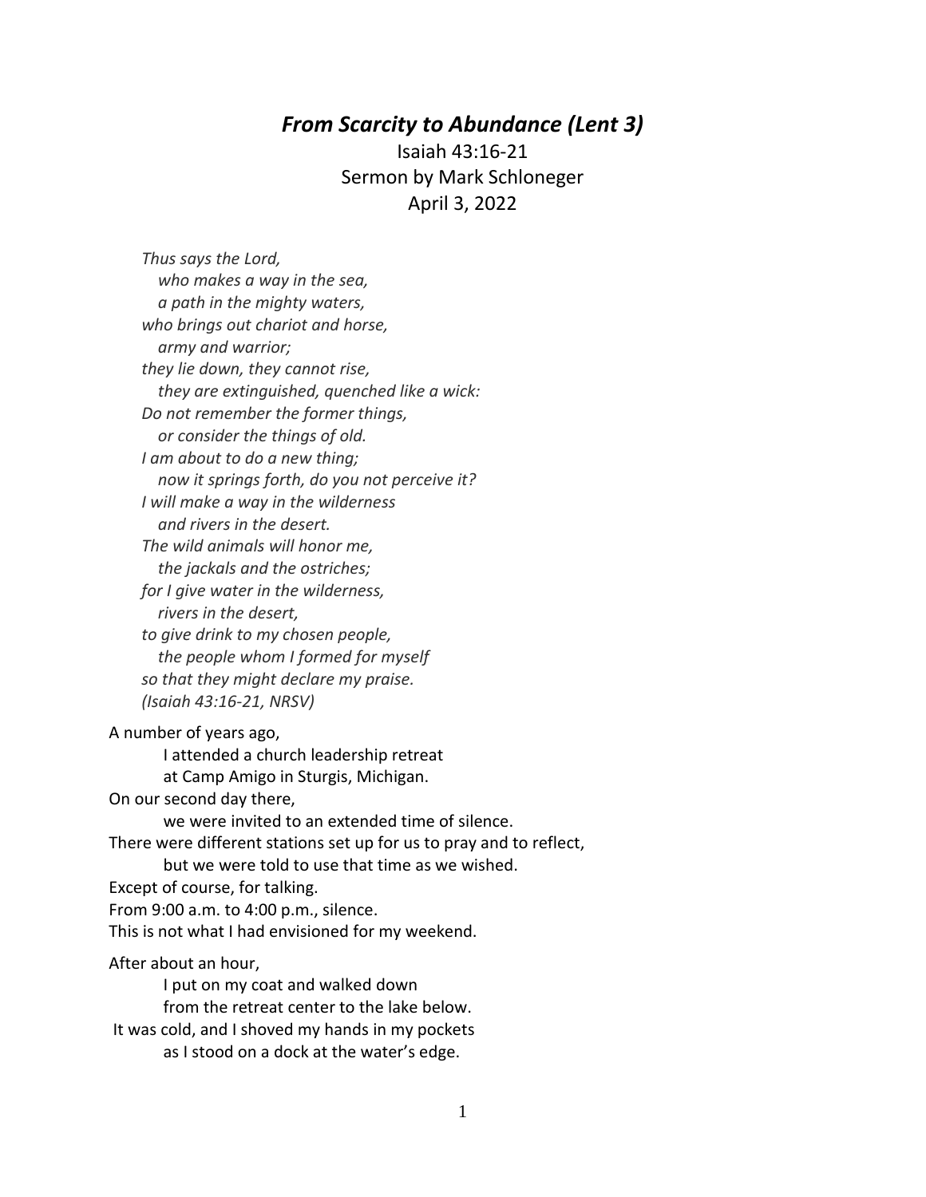# *From Scarcity to Abundance (Lent 3)*

Isaiah 43:16-21
Sermon by Mark Schloneger
April 3, 2022

*Thus says the Lord,*
*who makes a way in the sea,*
*a path in the mighty waters,*
*who brings out chariot and horse,*
*army and warrior;*
*they lie down, they cannot rise,*
*they are extinguished, quenched like a wick:*
*Do not remember the former things,*
*or consider the things of old.*
*I am about to do a new thing;*
*now it springs forth, do you not perceive it?*
*I will make a way in the wilderness*
*and rivers in the desert.*
*The wild animals will honor me,*
*the jackals and the ostriches;*
*for I give water in the wilderness,*
*rivers in the desert,*
*to give drink to my chosen people,*
*the people whom I formed for myself*
*so that they might declare my praise.*
*(Isaiah 43:16-21, NRSV)*

A number of years ago,
I attended a church leadership retreat
at Camp Amigo in Sturgis, Michigan.
On our second day there,
we were invited to an extended time of silence.
There were different stations set up for us to pray and to reflect,
but we were told to use that time as we wished.
Except of course, for talking.
From 9:00 a.m. to 4:00 p.m., silence.
This is not what I had envisioned for my weekend.

After about an hour,
I put on my coat and walked down
from the retreat center to the lake below.
It was cold, and I shoved my hands in my pockets
as I stood on a dock at the water's edge.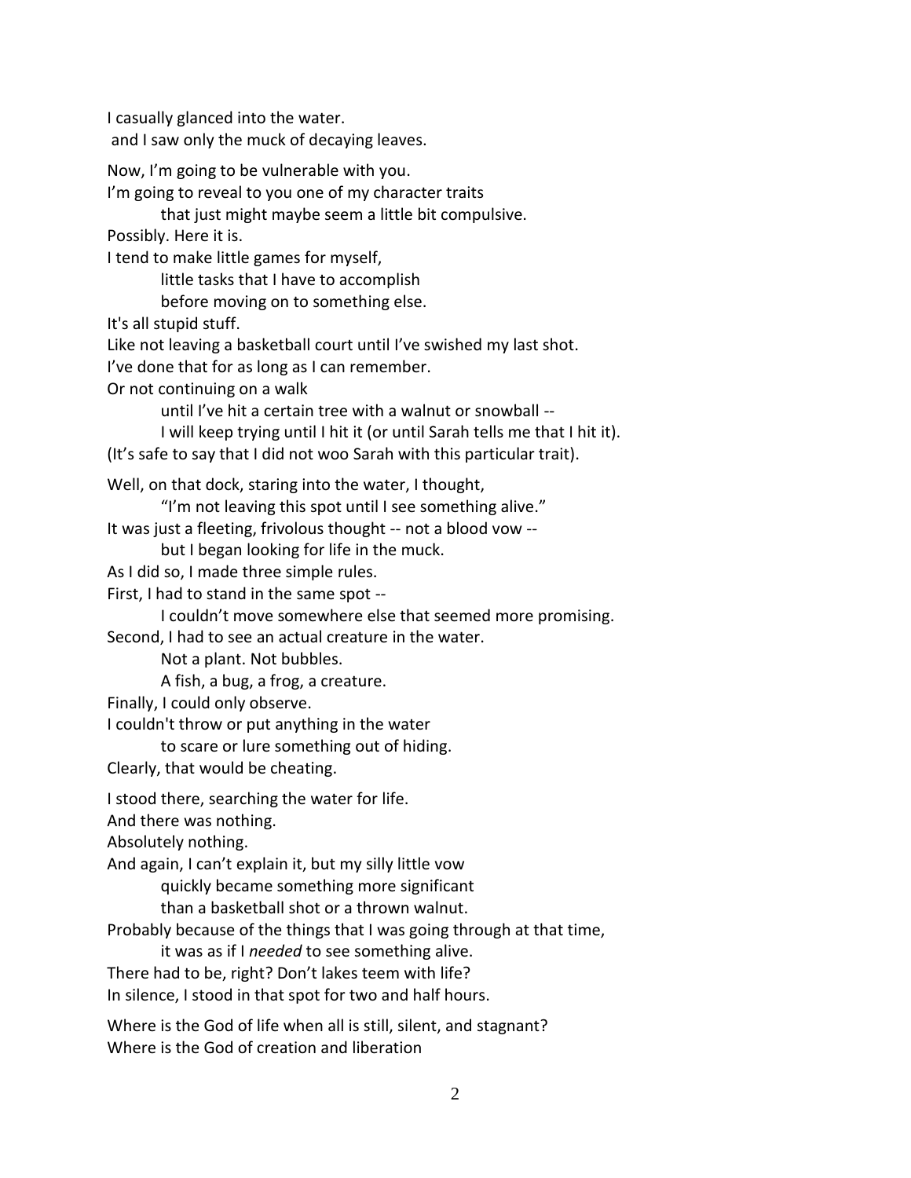I casually glanced into the water.
and I saw only the muck of decaying leaves.

Now, I'm going to be vulnerable with you.
I'm going to reveal to you one of my character traits
that just might maybe seem a little bit compulsive.
Possibly. Here it is.
I tend to make little games for myself,
little tasks that I have to accomplish
before moving on to something else.
It's all stupid stuff.
Like not leaving a basketball court until I've swished my last shot.
I've done that for as long as I can remember.
Or not continuing on a walk
until I've hit a certain tree with a walnut or snowball --
I will keep trying until I hit it (or until Sarah tells me that I hit it).
(It's safe to say that I did not woo Sarah with this particular trait).

Well, on that dock, staring into the water, I thought,
"I'm not leaving this spot until I see something alive."
It was just a fleeting, frivolous thought -- not a blood vow --
but I began looking for life in the muck.
As I did so, I made three simple rules.
First, I had to stand in the same spot --
I couldn't move somewhere else that seemed more promising.
Second, I had to see an actual creature in the water.
Not a plant. Not bubbles.
A fish, a bug, a frog, a creature.
Finally, I could only observe.
I couldn't throw or put anything in the water
to scare or lure something out of hiding.
Clearly, that would be cheating.

I stood there, searching the water for life.
And there was nothing.
Absolutely nothing.
And again, I can't explain it, but my silly little vow
quickly became something more significant
than a basketball shot or a thrown walnut.
Probably because of the things that I was going through at that time,
it was as if I *needed* to see something alive.
There had to be, right? Don't lakes teem with life?
In silence, I stood in that spot for two and half hours.

Where is the God of life when all is still, silent, and stagnant?
Where is the God of creation and liberation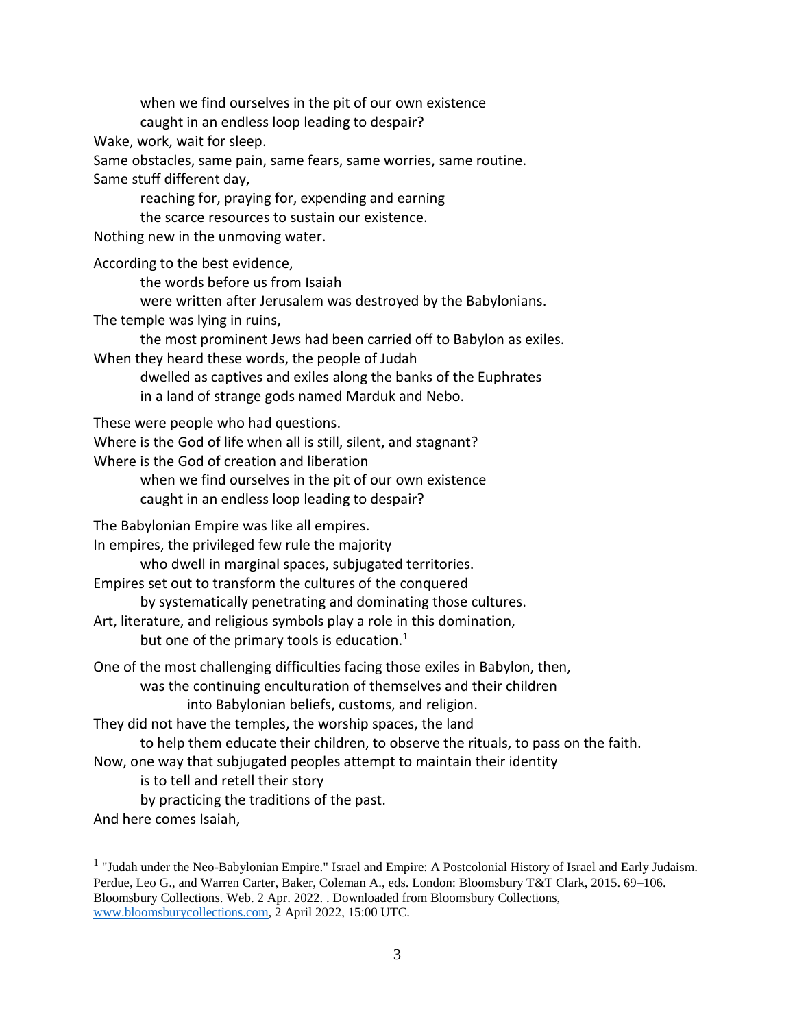when we find ourselves in the pit of our own existence
caught in an endless loop leading to despair?
Wake, work, wait for sleep.
Same obstacles, same pain, same fears, same worries, same routine.
Same stuff different day,
reaching for, praying for, expending and earning
the scarce resources to sustain our existence.
Nothing new in the unmoving water.

According to the best evidence,
the words before us from Isaiah
were written after Jerusalem was destroyed by the Babylonians.
The temple was lying in ruins,
the most prominent Jews had been carried off to Babylon as exiles.
When they heard these words, the people of Judah
dwelled as captives and exiles along the banks of the Euphrates
in a land of strange gods named Marduk and Nebo.

These were people who had questions.
Where is the God of life when all is still, silent, and stagnant?
Where is the God of creation and liberation
when we find ourselves in the pit of our own existence
caught in an endless loop leading to despair?

The Babylonian Empire was like all empires.
In empires, the privileged few rule the majority
who dwell in marginal spaces, subjugated territories.
Empires set out to transform the cultures of the conquered
by systematically penetrating and dominating those cultures.
Art, literature, and religious symbols play a role in this domination,
but one of the primary tools is education.[1]

One of the most challenging difficulties facing those exiles in Babylon, then,
was the continuing enculturation of themselves and their children
into Babylonian beliefs, customs, and religion.
They did not have the temples, the worship spaces, the land
to help them educate their children, to observe the rituals, to pass on the faith.
Now, one way that subjugated peoples attempt to maintain their identity
is to tell and retell their story
by practicing the traditions of the past.
And here comes Isaiah,

---

[1] "Judah under the Neo-Babylonian Empire." Israel and Empire: A Postcolonial History of Israel and Early Judaism. Perdue, Leo G., and Warren Carter, Baker, Coleman A., eds. London: Bloomsbury T&T Clark, 2015. 69–106. Bloomsbury Collections. Web. 2 Apr. 2022. . Downloaded from Bloomsbury Collections, www.bloomsburycollections.com, 2 April 2022, 15:00 UTC.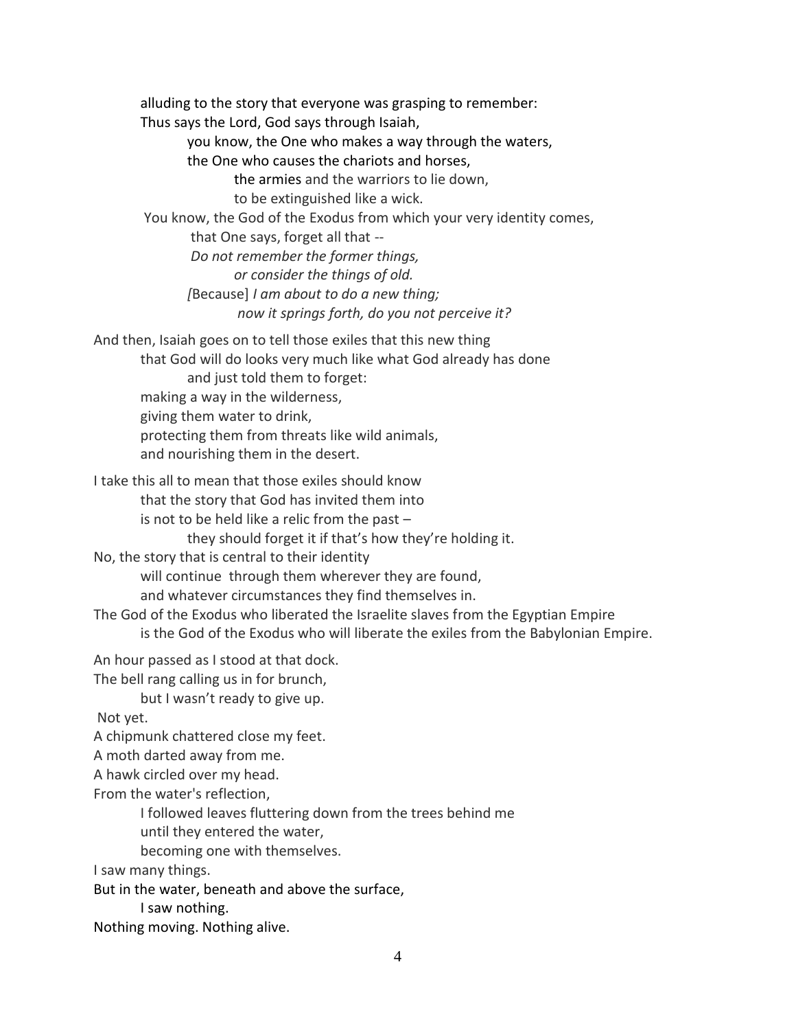alluding to the story that everyone was grasping to remember:
Thus says the Lord, God says through Isaiah,
you know, the One who makes a way through the waters,
the One who causes the chariots and horses,
the armies and the warriors to lie down,
to be extinguished like a wick.
You know, the God of the Exodus from which your very identity comes,
that One says, forget all that --
*Do not remember the former things,*
*or consider the things of old.*
*[*Because] *I am about to do a new thing;*
*now it springs forth, do you not perceive it?*

And then, Isaiah goes on to tell those exiles that this new thing
that God will do looks very much like what God already has done
and just told them to forget:
making a way in the wilderness,
giving them water to drink,
protecting them from threats like wild animals,
and nourishing them in the desert.

I take this all to mean that those exiles should know
that the story that God has invited them into
is not to be held like a relic from the past –
they should forget it if that's how they're holding it.
No, the story that is central to their identity
will continue through them wherever they are found,
and whatever circumstances they find themselves in.
The God of the Exodus who liberated the Israelite slaves from the Egyptian Empire
is the God of the Exodus who will liberate the exiles from the Babylonian Empire.

An hour passed as I stood at that dock.
The bell rang calling us in for brunch,
but I wasn't ready to give up.
Not yet.
A chipmunk chattered close my feet.
A moth darted away from me.
A hawk circled over my head.
From the water's reflection,
I followed leaves fluttering down from the trees behind me
until they entered the water,
becoming one with themselves.
I saw many things.
But in the water, beneath and above the surface,
I saw nothing.
Nothing moving. Nothing alive.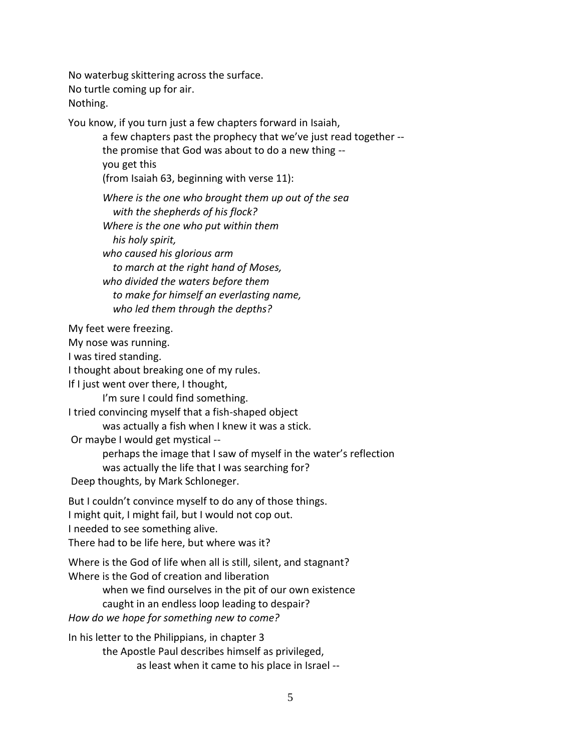No waterbug skittering across the surface.
No turtle coming up for air.
Nothing.

You know, if you turn just a few chapters forward in Isaiah,
    a few chapters past the prophecy that we've just read together --
    the promise that God was about to do a new thing --
    you get this
    (from Isaiah 63, beginning with verse 11):

> *Where is the one who brought them up out of the sea*
> *with the shepherds of his flock?*
> *Where is the one who put within them*
> *his holy spirit,*
> *who caused his glorious arm*
> *to march at the right hand of Moses,*
> *who divided the waters before them*
> *to make for himself an everlasting name,*
> *who led them through the depths?*

My feet were freezing.
My nose was running.
I was tired standing.
I thought about breaking one of my rules.
If I just went over there, I thought,
    I'm sure I could find something.
I tried convincing myself that a fish-shaped object
    was actually a fish when I knew it was a stick.
Or maybe I would get mystical --
    perhaps the image that I saw of myself in the water's reflection
    was actually the life that I was searching for?
Deep thoughts, by Mark Schloneger.

But I couldn't convince myself to do any of those things.
I might quit, I might fail, but I would not cop out.
I needed to see something alive.
There had to be life here, but where was it?

Where is the God of life when all is still, silent, and stagnant?
Where is the God of creation and liberation
    when we find ourselves in the pit of our own existence
    caught in an endless loop leading to despair?
*How do we hope for something new to come?*

In his letter to the Philippians, in chapter 3
    the Apostle Paul describes himself as privileged,
        as least when it came to his place in Israel --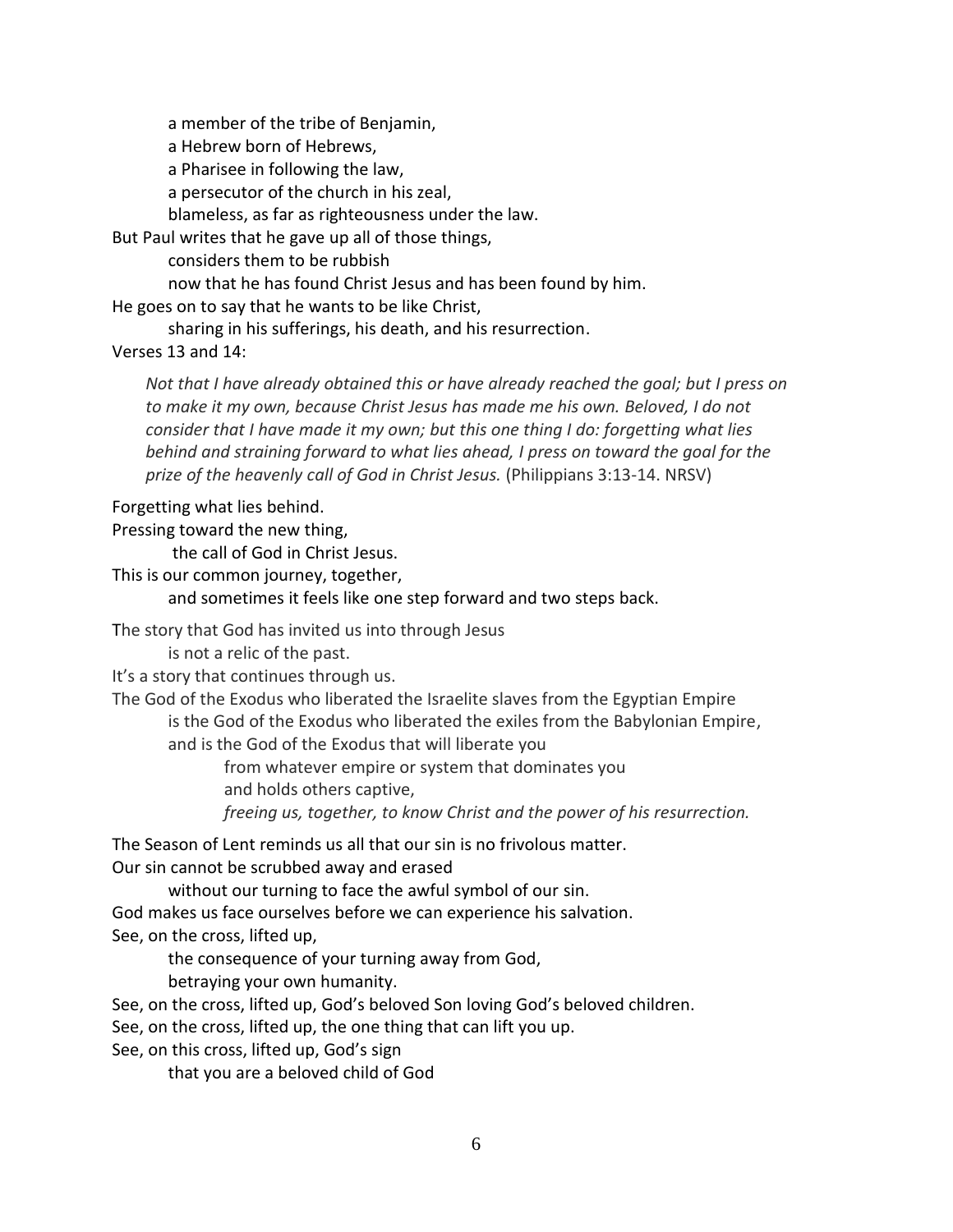a member of the tribe of Benjamin,
a Hebrew born of Hebrews,
a Pharisee in following the law,
a persecutor of the church in his zeal,
blameless, as far as righteousness under the law.

But Paul writes that he gave up all of those things,
considers them to be rubbish
now that he has found Christ Jesus and has been found by him.

He goes on to say that he wants to be like Christ,
sharing in his sufferings, his death, and his resurrection.

Verses 13 and 14:

> *Not that I have already obtained this or have already reached the goal; but I press on to make it my own, because Christ Jesus has made me his own. Beloved, I do not consider that I have made it my own; but this one thing I do: forgetting what lies behind and straining forward to what lies ahead, I press on toward the goal for the prize of the heavenly call of God in Christ Jesus.* (Philippians 3:13-14. NRSV)

Forgetting what lies behind.
Pressing toward the new thing,
the call of God in Christ Jesus.
This is our common journey, together,
and sometimes it feels like one step forward and two steps back.

The story that God has invited us into through Jesus
is not a relic of the past.
It's a story that continues through us.
The God of the Exodus who liberated the Israelite slaves from the Egyptian Empire
is the God of the Exodus who liberated the exiles from the Babylonian Empire,
and is the God of the Exodus that will liberate you
from whatever empire or system that dominates you
and holds others captive,
*freeing us, together, to know Christ and the power of his resurrection.*

The Season of Lent reminds us all that our sin is no frivolous matter.
Our sin cannot be scrubbed away and erased
without our turning to face the awful symbol of our sin.
God makes us face ourselves before we can experience his salvation.
See, on the cross, lifted up,
the consequence of your turning away from God,
betraying your own humanity.
See, on the cross, lifted up, God's beloved Son loving God's beloved children.
See, on the cross, lifted up, the one thing that can lift you up.
See, on this cross, lifted up, God's sign
that you are a beloved child of God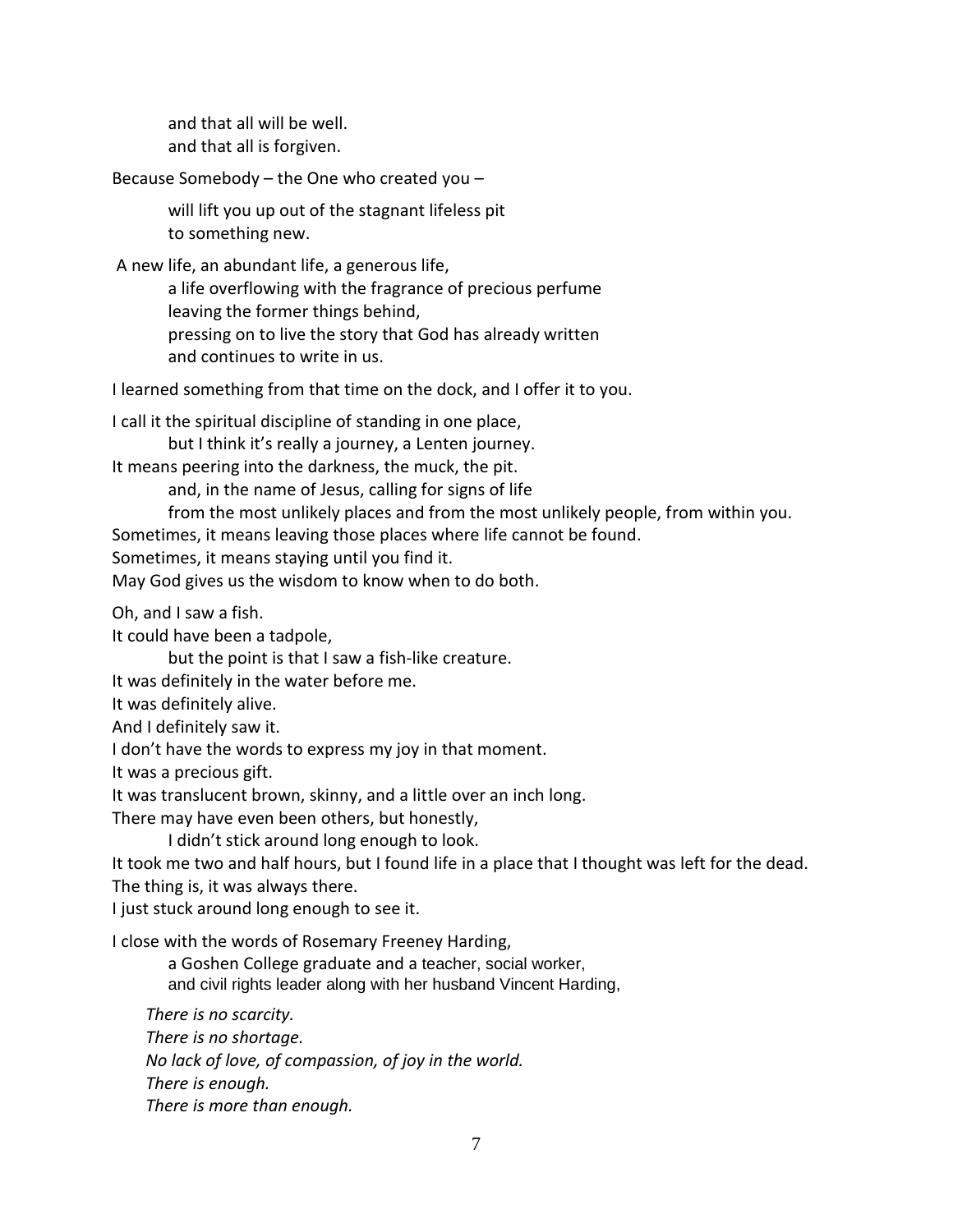and that all will be well.
and that all is forgiven.

Because Somebody – the One who created you –

will lift you up out of the stagnant lifeless pit
to something new.

A new life, an abundant life, a generous life,
a life overflowing with the fragrance of precious perfume
leaving the former things behind,
pressing on to live the story that God has already written
and continues to write in us.

I learned something from that time on the dock, and I offer it to you.

I call it the spiritual discipline of standing in one place,
but I think it's really a journey, a Lenten journey.
It means peering into the darkness, the muck, the pit.
and, in the name of Jesus, calling for signs of life
from the most unlikely places and from the most unlikely people, from within you.
Sometimes, it means leaving those places where life cannot be found.
Sometimes, it means staying until you find it.
May God gives us the wisdom to know when to do both.

Oh, and I saw a fish.
It could have been a tadpole,
but the point is that I saw a fish-like creature.
It was definitely in the water before me.
It was definitely alive.
And I definitely saw it.
I don't have the words to express my joy in that moment.
It was a precious gift.
It was translucent brown, skinny, and a little over an inch long.
There may have even been others, but honestly,
I didn't stick around long enough to look.
It took me two and half hours, but I found life in a place that I thought was left for the dead.
The thing is, it was always there.
I just stuck around long enough to see it.

I close with the words of Rosemary Freeney Harding,
a Goshen College graduate and a teacher, social worker,
and civil rights leader along with her husband Vincent Harding,

*There is no scarcity.*
*There is no shortage.*
*No lack of love, of compassion, of joy in the world.*
*There is enough.*
*There is more than enough.*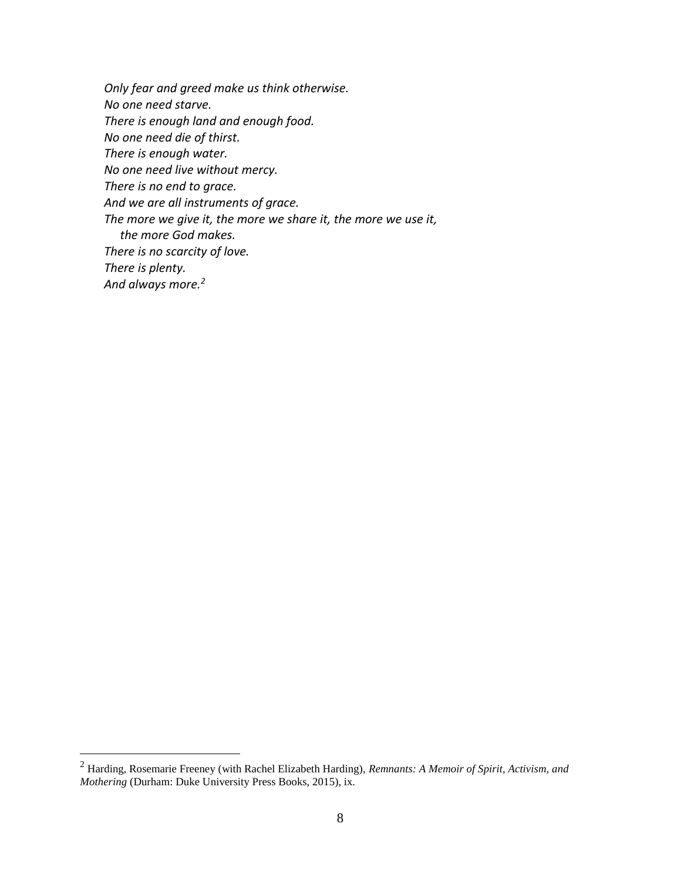*Only fear and greed make us think otherwise.*
*No one need starve.*
*There is enough land and enough food.*
*No one need die of thirst.*
*There is enough water.*
*No one need live without mercy.*
*There is no end to grace.*
*And we are all instruments of grace.*
*The more we give it, the more we share it, the more we use it,*
  *the more God makes.*
*There is no scarcity of love.*
*There is plenty.*
*And always more.*[2]

---

[2] Harding, Rosemarie Freeney (with Rachel Elizabeth Harding), *Remnants: A Memoir of Spirit, Activism, and Mothering* (Durham: Duke University Press Books, 2015), ix.